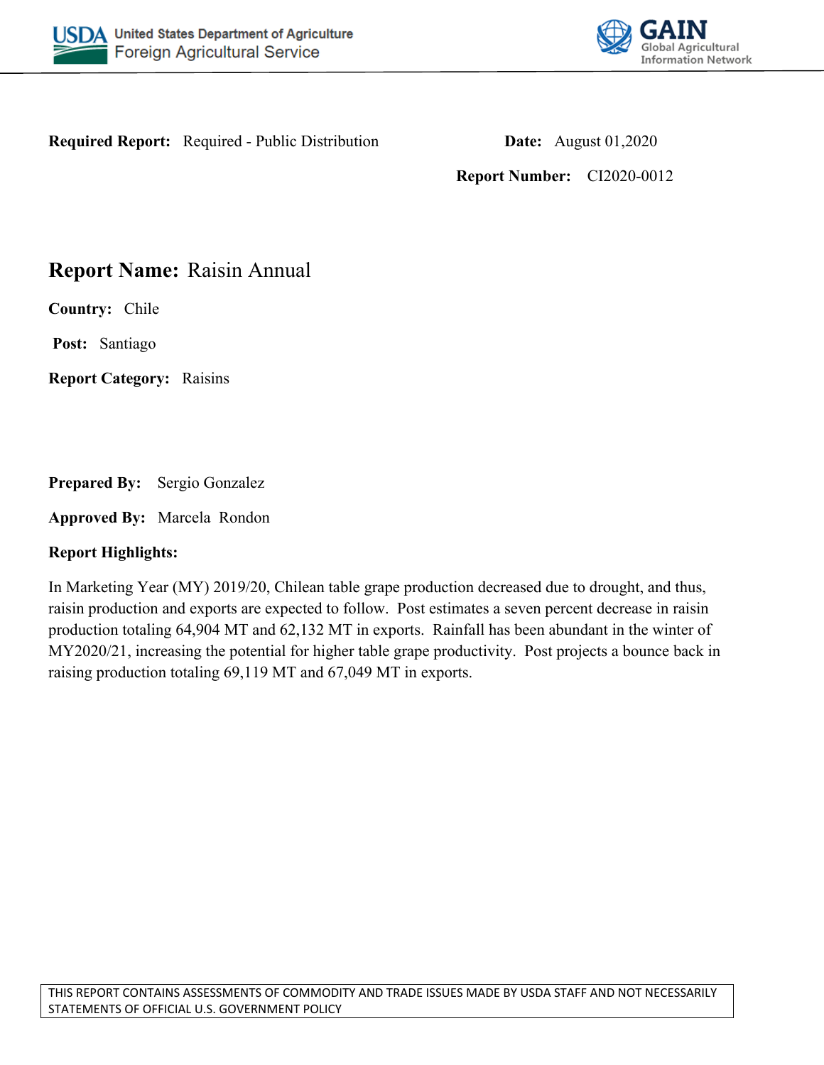United States Department of Agriculture
Foreign Agricultural Service

GAIN
Global Agricultural Information Network

**Required Report:** Required - Public Distribution

**Date:** August 01,2020

**Report Number:** CI2020-0012

# Report Name: Raisin Annual

**Country:** Chile

**Post:** Santiago

**Report Category:** Raisins

**Prepared By:** Sergio Gonzalez

**Approved By:** Marcela Rondon

**Report Highlights:**

In Marketing Year (MY) 2019/20, Chilean table grape production decreased due to drought, and thus, raisin production and exports are expected to follow. Post estimates a seven percent decrease in raisin production totaling 64,904 MT and 62,132 MT in exports. Rainfall has been abundant in the winter of MY2020/21, increasing the potential for higher table grape productivity. Post projects a bounce back in raising production totaling 69,119 MT and 67,049 MT in exports.

THIS REPORT CONTAINS ASSESSMENTS OF COMMODITY AND TRADE ISSUES MADE BY USDA STAFF AND NOT NECESSARILY STATEMENTS OF OFFICIAL U.S. GOVERNMENT POLICY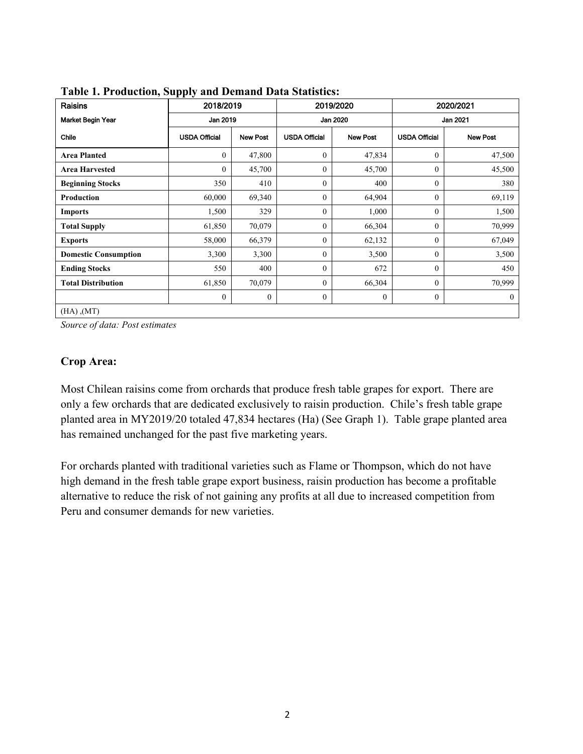**Table 1. Production, Supply and Demand Data Statistics:**

| Raisins | 2018/2019 | | 2019/2020 | | 2020/2021 | |
|---|---|---|---|---|---|---|
| Market Begin Year | Jan 2019 | | Jan 2020 | | Jan 2021 | |
| Chile | USDA Official | New Post | USDA Official | New Post | USDA Official | New Post |
| **Area Planted** | 0 | 47,800 | 0 | 47,834 | 0 | 47,500 |
| **Area Harvested** | 0 | 45,700 | 0 | 45,700 | 0 | 45,500 |
| **Beginning Stocks** | 350 | 410 | 0 | 400 | 0 | 380 |
| **Production** | 60,000 | 69,340 | 0 | 64,904 | 0 | 69,119 |
| **Imports** | 1,500 | 329 | 0 | 1,000 | 0 | 1,500 |
| **Total Supply** | 61,850 | 70,079 | 0 | 66,304 | 0 | 70,999 |
| **Exports** | 58,000 | 66,379 | 0 | 62,132 | 0 | 67,049 |
| **Domestic Consumption** | 3,300 | 3,300 | 0 | 3,500 | 0 | 3,500 |
| **Ending Stocks** | 550 | 400 | 0 | 672 | 0 | 450 |
| **Total Distribution** | 61,850 | 70,079 | 0 | 66,304 | 0 | 70,999 |
| | 0 | 0 | 0 | 0 | 0 | 0 |
| (HA) ,(MT) | | | | | | |

*Source of data: Post estimates*

## Crop Area:

Most Chilean raisins come from orchards that produce fresh table grapes for export. There are only a few orchards that are dedicated exclusively to raisin production. Chile's fresh table grape planted area in MY2019/20 totaled 47,834 hectares (Ha) (See Graph 1). Table grape planted area has remained unchanged for the past five marketing years.

For orchards planted with traditional varieties such as Flame or Thompson, which do not have high demand in the fresh table grape export business, raisin production has become a profitable alternative to reduce the risk of not gaining any profits at all due to increased competition from Peru and consumer demands for new varieties.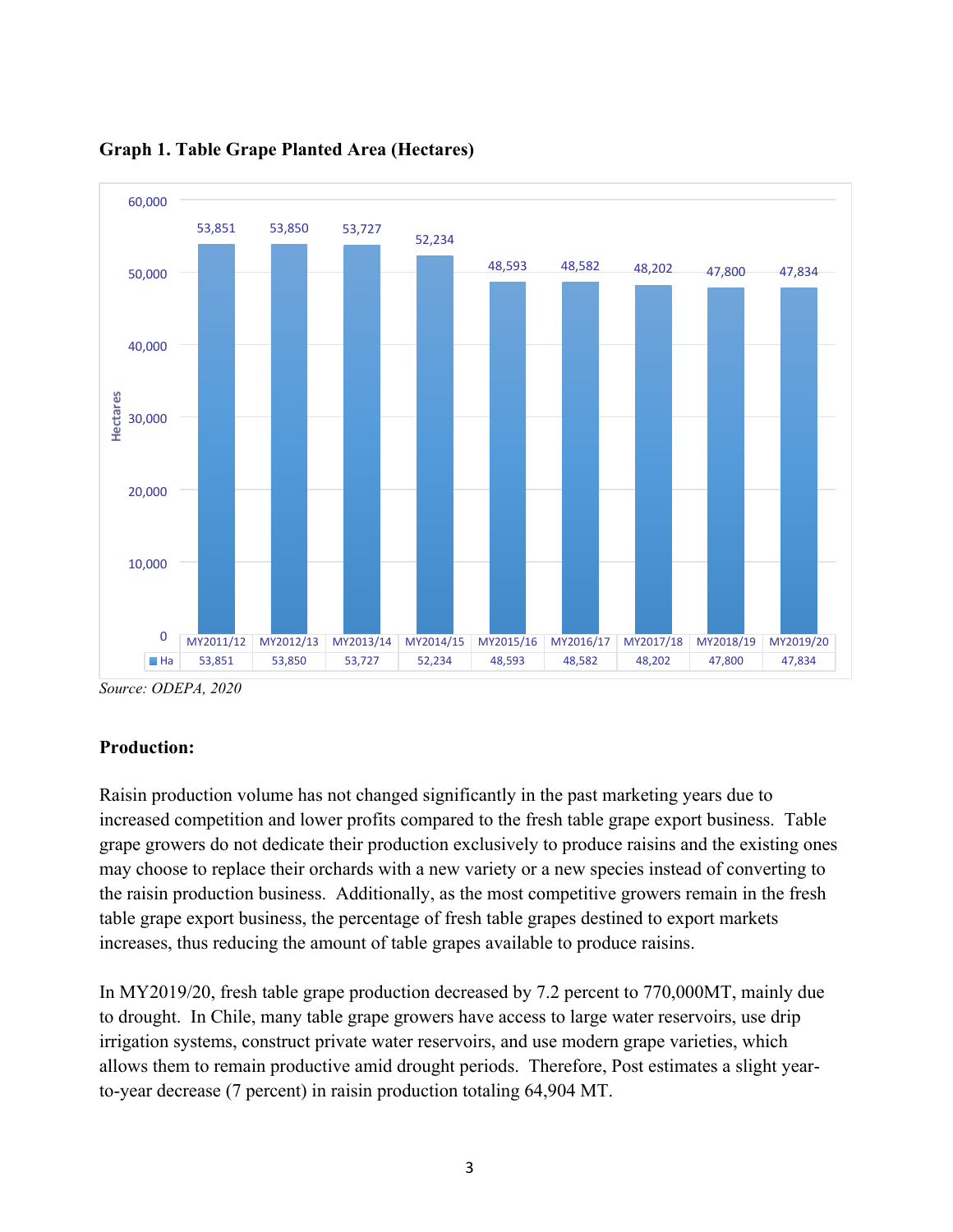**Graph 1. Table Grape Planted Area (Hectares)**

| | MY2011/12 | MY2012/13 | MY2013/14 | MY2014/15 | MY2015/16 | MY2016/17 | MY2017/18 | MY2018/19 | MY2019/20 |
|---|---|---|---|---|---|---|---|---|---|
| Ha | 53,851 | 53,850 | 53,727 | 52,234 | 48,593 | 48,582 | 48,202 | 47,800 | 47,834 |

*Source: ODEPA, 2020*

**Production:**

Raisin production volume has not changed significantly in the past marketing years due to increased competition and lower profits compared to the fresh table grape export business. Table grape growers do not dedicate their production exclusively to produce raisins and the existing ones may choose to replace their orchards with a new variety or a new species instead of converting to the raisin production business. Additionally, as the most competitive growers remain in the fresh table grape export business, the percentage of fresh table grapes destined to export markets increases, thus reducing the amount of table grapes available to produce raisins.

In MY2019/20, fresh table grape production decreased by 7.2 percent to 770,000MT, mainly due to drought. In Chile, many table grape growers have access to large water reservoirs, use drip irrigation systems, construct private water reservoirs, and use modern grape varieties, which allows them to remain productive amid drought periods. Therefore, Post estimates a slight year-to-year decrease (7 percent) in raisin production totaling 64,904 MT.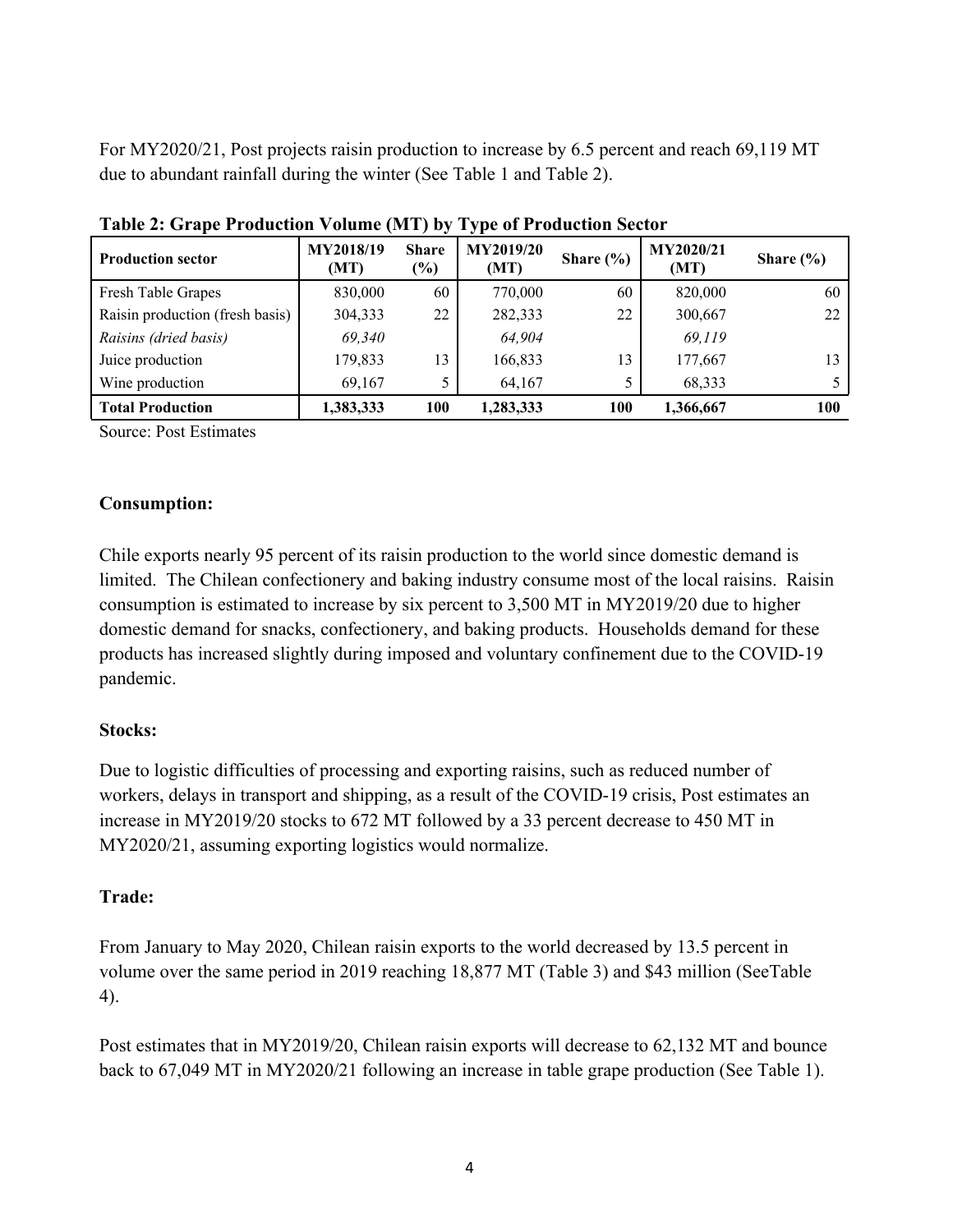For MY2020/21, Post projects raisin production to increase by 6.5 percent and reach 69,119 MT due to abundant rainfall during the winter (See Table 1 and Table 2).

**Table 2: Grape Production Volume (MT) by Type of Production Sector**

| **Production sector** | **MY2018/19 (MT)** | **Share (%)** | **MY2019/20 (MT)** | **Share (%)** | **MY2020/21 (MT)** | **Share (%)** |
|---|---|---|---|---|---|---|
| Fresh Table Grapes | 830,000 | 60 | 770,000 | 60 | 820,000 | 60 |
| Raisin production (fresh basis) | 304,333 | 22 | 282,333 | 22 | 300,667 | 22 |
| *Raisins (dried basis)* | *69,340* | | *64,904* | | *69,119* | |
| Juice production | 179,833 | 13 | 166,833 | 13 | 177,667 | 13 |
| Wine production | 69,167 | 5 | 64,167 | 5 | 68,333 | 5 |
| **Total Production** | **1,383,333** | **100** | **1,283,333** | **100** | **1,366,667** | **100** |

Source: Post Estimates

**Consumption:**

Chile exports nearly 95 percent of its raisin production to the world since domestic demand is limited. The Chilean confectionery and baking industry consume most of the local raisins. Raisin consumption is estimated to increase by six percent to 3,500 MT in MY2019/20 due to higher domestic demand for snacks, confectionery, and baking products. Households demand for these products has increased slightly during imposed and voluntary confinement due to the COVID-19 pandemic.

**Stocks:**

Due to logistic difficulties of processing and exporting raisins, such as reduced number of workers, delays in transport and shipping, as a result of the COVID-19 crisis, Post estimates an increase in MY2019/20 stocks to 672 MT followed by a 33 percent decrease to 450 MT in MY2020/21, assuming exporting logistics would normalize.

**Trade:**

From January to May 2020, Chilean raisin exports to the world decreased by 13.5 percent in volume over the same period in 2019 reaching 18,877 MT (Table 3) and $43 million (SeeTable 4).

Post estimates that in MY2019/20, Chilean raisin exports will decrease to 62,132 MT and bounce back to 67,049 MT in MY2020/21 following an increase in table grape production (See Table 1).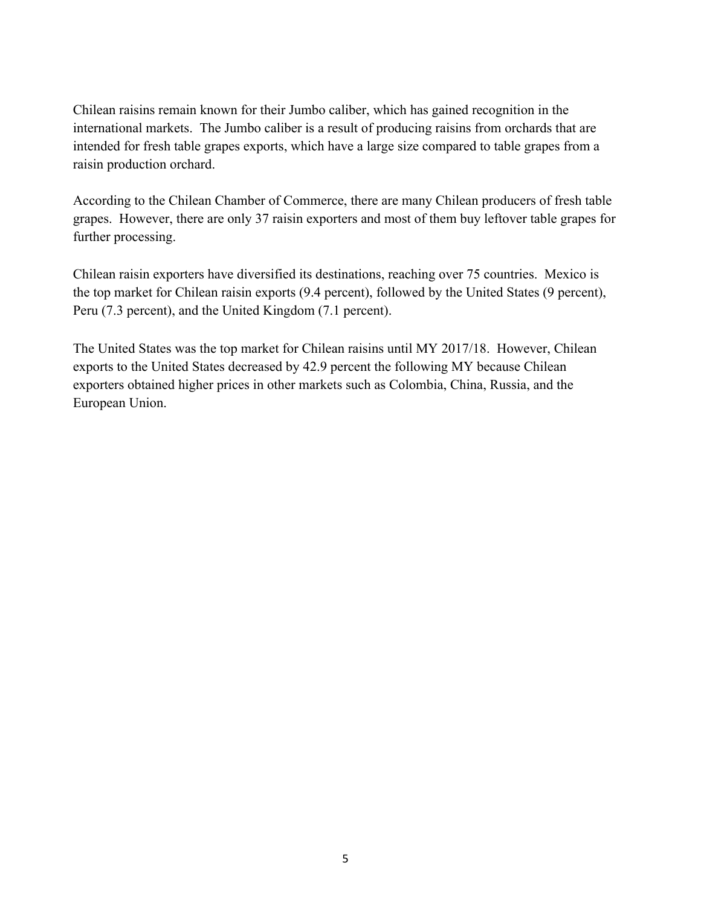Chilean raisins remain known for their Jumbo caliber, which has gained recognition in the international markets. The Jumbo caliber is a result of producing raisins from orchards that are intended for fresh table grapes exports, which have a large size compared to table grapes from a raisin production orchard.

According to the Chilean Chamber of Commerce, there are many Chilean producers of fresh table grapes. However, there are only 37 raisin exporters and most of them buy leftover table grapes for further processing.

Chilean raisin exporters have diversified its destinations, reaching over 75 countries. Mexico is the top market for Chilean raisin exports (9.4 percent), followed by the United States (9 percent), Peru (7.3 percent), and the United Kingdom (7.1 percent).

The United States was the top market for Chilean raisins until MY 2017/18. However, Chilean exports to the United States decreased by 42.9 percent the following MY because Chilean exporters obtained higher prices in other markets such as Colombia, China, Russia, and the European Union.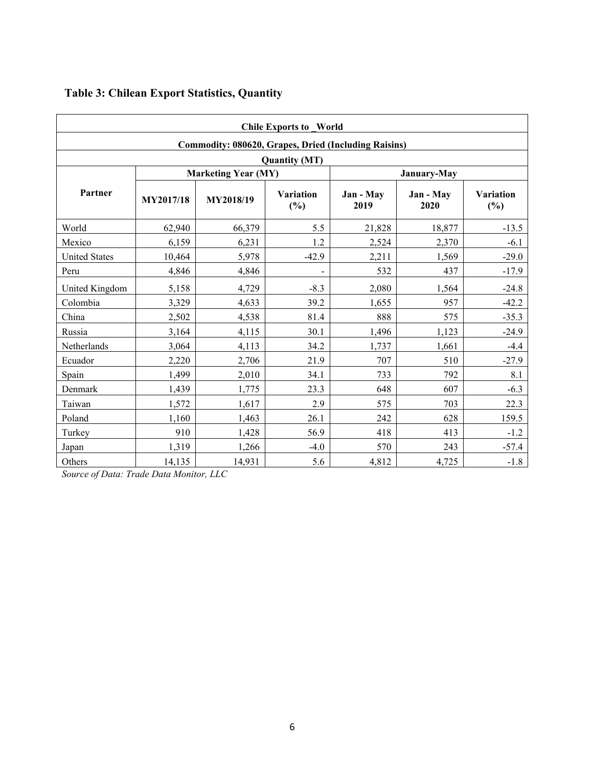**Table 3: Chilean Export Statistics, Quantity**

| Chile Exports to _World | | | | | | |
|---|---|---|---|---|---|---|
| Commodity: 080620, Grapes, Dried (Including Raisins) | | | | | | |
| Quantity (MT) | | | | | | |
| Partner | Marketing Year (MY) | | | January-May | | |
| | MY2017/18 | MY2018/19 | Variation (%) | Jan - May 2019 | Jan - May 2020 | Variation (%) |
| World | 62,940 | 66,379 | 5.5 | 21,828 | 18,877 | -13.5 |
| Mexico | 6,159 | 6,231 | 1.2 | 2,524 | 2,370 | -6.1 |
| United States | 10,464 | 5,978 | -42.9 | 2,211 | 1,569 | -29.0 |
| Peru | 4,846 | 4,846 | - | 532 | 437 | -17.9 |
| United Kingdom | 5,158 | 4,729 | -8.3 | 2,080 | 1,564 | -24.8 |
| Colombia | 3,329 | 4,633 | 39.2 | 1,655 | 957 | -42.2 |
| China | 2,502 | 4,538 | 81.4 | 888 | 575 | -35.3 |
| Russia | 3,164 | 4,115 | 30.1 | 1,496 | 1,123 | -24.9 |
| Netherlands | 3,064 | 4,113 | 34.2 | 1,737 | 1,661 | -4.4 |
| Ecuador | 2,220 | 2,706 | 21.9 | 707 | 510 | -27.9 |
| Spain | 1,499 | 2,010 | 34.1 | 733 | 792 | 8.1 |
| Denmark | 1,439 | 1,775 | 23.3 | 648 | 607 | -6.3 |
| Taiwan | 1,572 | 1,617 | 2.9 | 575 | 703 | 22.3 |
| Poland | 1,160 | 1,463 | 26.1 | 242 | 628 | 159.5 |
| Turkey | 910 | 1,428 | 56.9 | 418 | 413 | -1.2 |
| Japan | 1,319 | 1,266 | -4.0 | 570 | 243 | -57.4 |
| Others | 14,135 | 14,931 | 5.6 | 4,812 | 4,725 | -1.8 |

*Source of Data: Trade Data Monitor, LLC*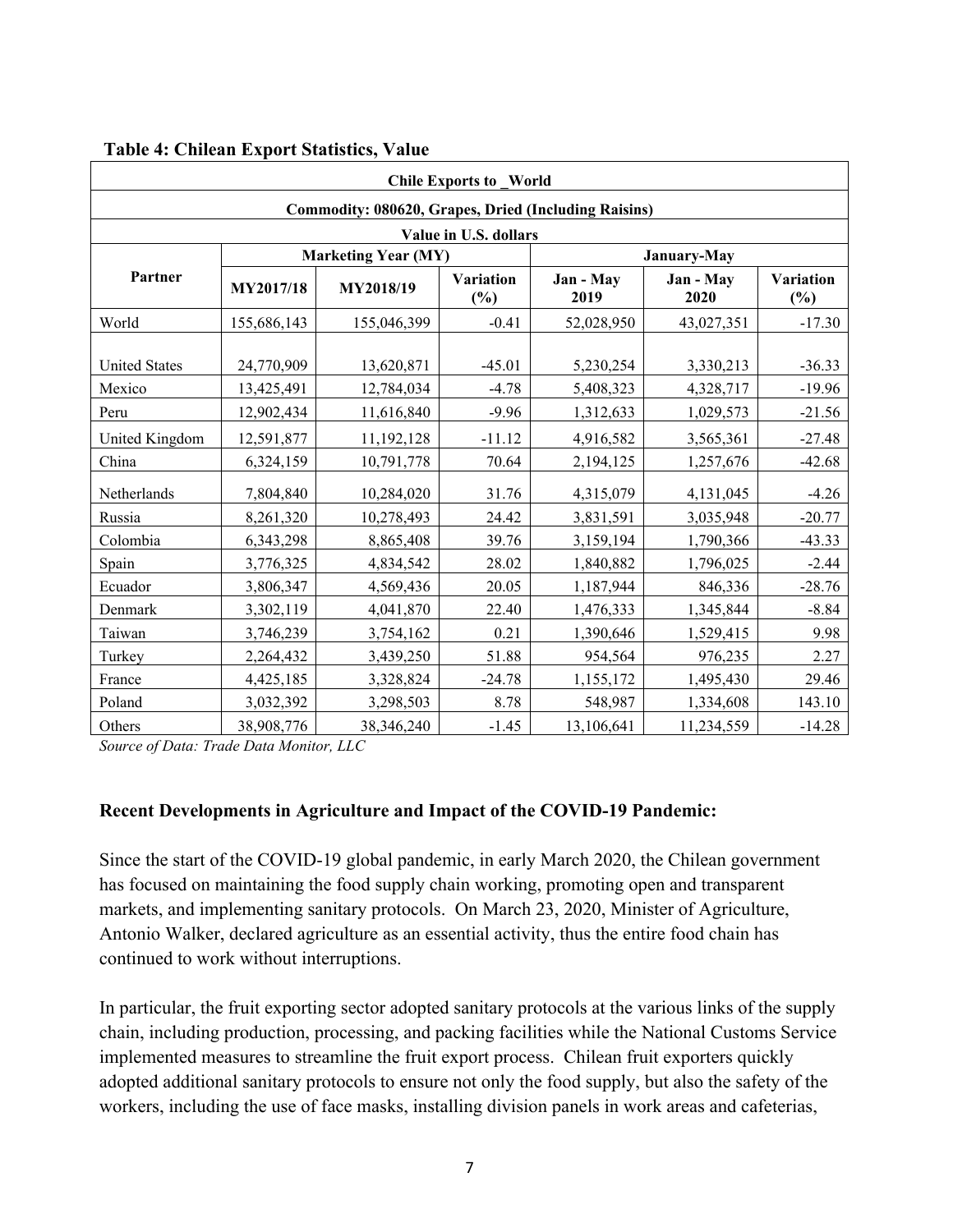**Table 4: Chilean Export Statistics, Value**

| Chile Exports to _World | | | | | | |
|---|---|---|---|---|---|---|
| **Commodity: 080620, Grapes, Dried (Including Raisins)** | | | | | | |
| **Value in U.S. dollars** | | | | | | |
| **Partner** | **Marketing Year (MY)** | | | **January-May** | | |
| | **MY2017/18** | **MY2018/19** | **Variation (%)** | **Jan - May 2019** | **Jan - May 2020** | **Variation (%)** |
| World | 155,686,143 | 155,046,399 | -0.41 | 52,028,950 | 43,027,351 | -17.30 |
| United States | 24,770,909 | 13,620,871 | -45.01 | 5,230,254 | 3,330,213 | -36.33 |
| Mexico | 13,425,491 | 12,784,034 | -4.78 | 5,408,323 | 4,328,717 | -19.96 |
| Peru | 12,902,434 | 11,616,840 | -9.96 | 1,312,633 | 1,029,573 | -21.56 |
| United Kingdom | 12,591,877 | 11,192,128 | -11.12 | 4,916,582 | 3,565,361 | -27.48 |
| China | 6,324,159 | 10,791,778 | 70.64 | 2,194,125 | 1,257,676 | -42.68 |
| Netherlands | 7,804,840 | 10,284,020 | 31.76 | 4,315,079 | 4,131,045 | -4.26 |
| Russia | 8,261,320 | 10,278,493 | 24.42 | 3,831,591 | 3,035,948 | -20.77 |
| Colombia | 6,343,298 | 8,865,408 | 39.76 | 3,159,194 | 1,790,366 | -43.33 |
| Spain | 3,776,325 | 4,834,542 | 28.02 | 1,840,882 | 1,796,025 | -2.44 |
| Ecuador | 3,806,347 | 4,569,436 | 20.05 | 1,187,944 | 846,336 | -28.76 |
| Denmark | 3,302,119 | 4,041,870 | 22.40 | 1,476,333 | 1,345,844 | -8.84 |
| Taiwan | 3,746,239 | 3,754,162 | 0.21 | 1,390,646 | 1,529,415 | 9.98 |
| Turkey | 2,264,432 | 3,439,250 | 51.88 | 954,564 | 976,235 | 2.27 |
| France | 4,425,185 | 3,328,824 | -24.78 | 1,155,172 | 1,495,430 | 29.46 |
| Poland | 3,032,392 | 3,298,503 | 8.78 | 548,987 | 1,334,608 | 143.10 |
| Others | 38,908,776 | 38,346,240 | -1.45 | 13,106,641 | 11,234,559 | -14.28 |

*Source of Data: Trade Data Monitor, LLC*

**Recent Developments in Agriculture and Impact of the COVID-19 Pandemic:**

Since the start of the COVID-19 global pandemic, in early March 2020, the Chilean government has focused on maintaining the food supply chain working, promoting open and transparent markets, and implementing sanitary protocols. On March 23, 2020, Minister of Agriculture, Antonio Walker, declared agriculture as an essential activity, thus the entire food chain has continued to work without interruptions.

In particular, the fruit exporting sector adopted sanitary protocols at the various links of the supply chain, including production, processing, and packing facilities while the National Customs Service implemented measures to streamline the fruit export process. Chilean fruit exporters quickly adopted additional sanitary protocols to ensure not only the food supply, but also the safety of the workers, including the use of face masks, installing division panels in work areas and cafeterias,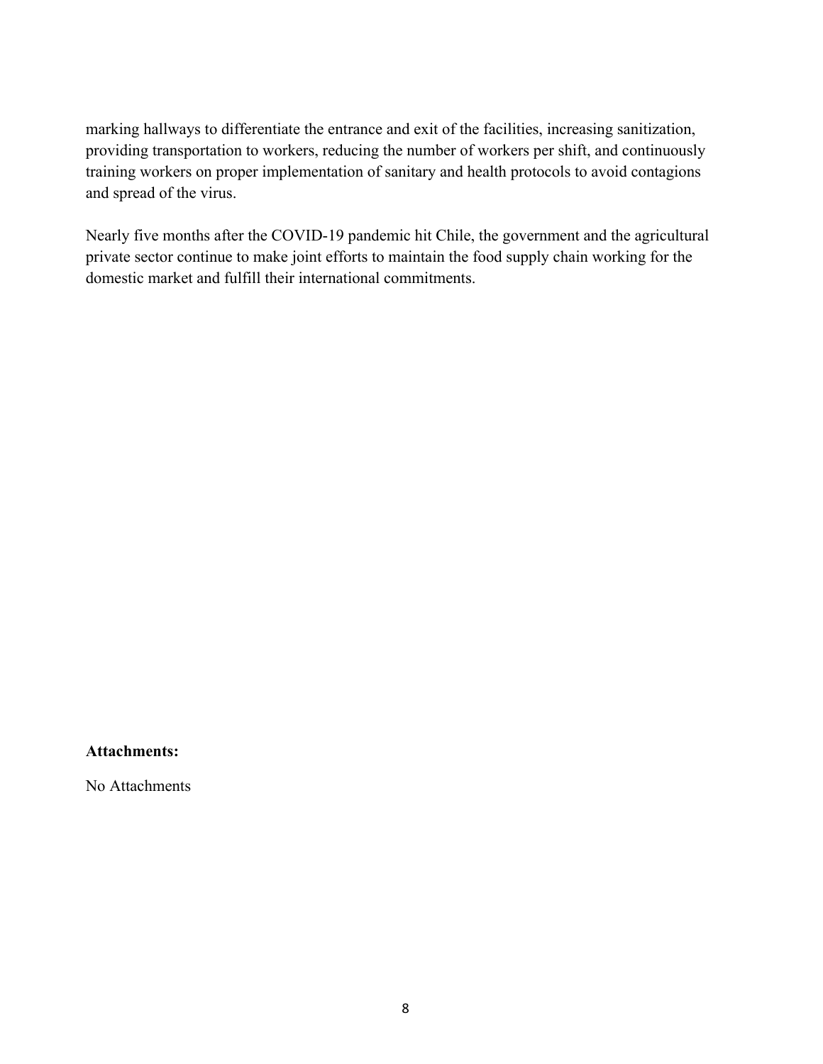marking hallways to differentiate the entrance and exit of the facilities, increasing sanitization, providing transportation to workers, reducing the number of workers per shift, and continuously training workers on proper implementation of sanitary and health protocols to avoid contagions and spread of the virus.

Nearly five months after the COVID-19 pandemic hit Chile, the government and the agricultural private sector continue to make joint efforts to maintain the food supply chain working for the domestic market and fulfill their international commitments.

**Attachments:**

No Attachments